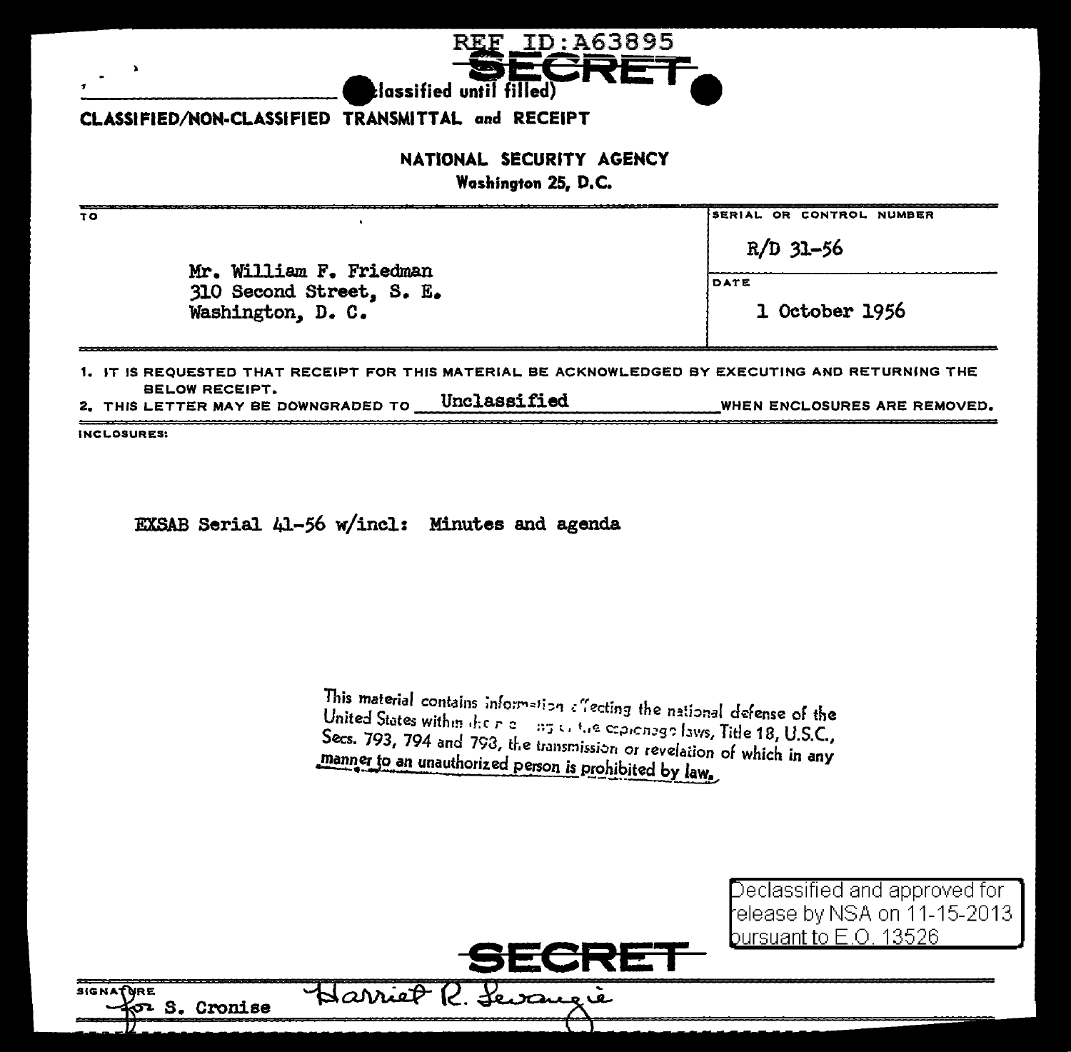REF ID:A63895

SECRET

(Classified until filled)

**CLASSIFIED/NON-CLASSIFIED TRANSMITTAL and RECEIPT**

**NATIONAL SECURITY AGENCY**
**Washington 25, D.C.**

| TO | SERIAL OR CONTROL NUMBER |
|---|---|
| Mr. William F. Friedman<br>310 Second Street, S. E.<br>Washington, D. C. | R/D 31-56 |
| | DATE<br>1 October 1956 |

1. IT IS REQUESTED THAT RECEIPT FOR THIS MATERIAL BE ACKNOWLEDGED BY EXECUTING AND RETURNING THE BELOW RECEIPT.
2. THIS LETTER MAY BE DOWNGRADED TO Unclassified WHEN ENCLOSURES ARE REMOVED.

INCLOSURES:

EXSAB Serial 41-56 w/incl: Minutes and agenda

This material contains information affecting the national defense of the United States within the meaning of the espionage laws, Title 18, U.S.C., Secs. 793, 794 and 798, the transmission or revelation of which in any manner to an unauthorized person is prohibited by law.

Declassified and approved for release by NSA on 11-15-2013 pursuant to E.O. 13526

SECRET

SIGNATURE for S. Cronise Harriet R. Sevangie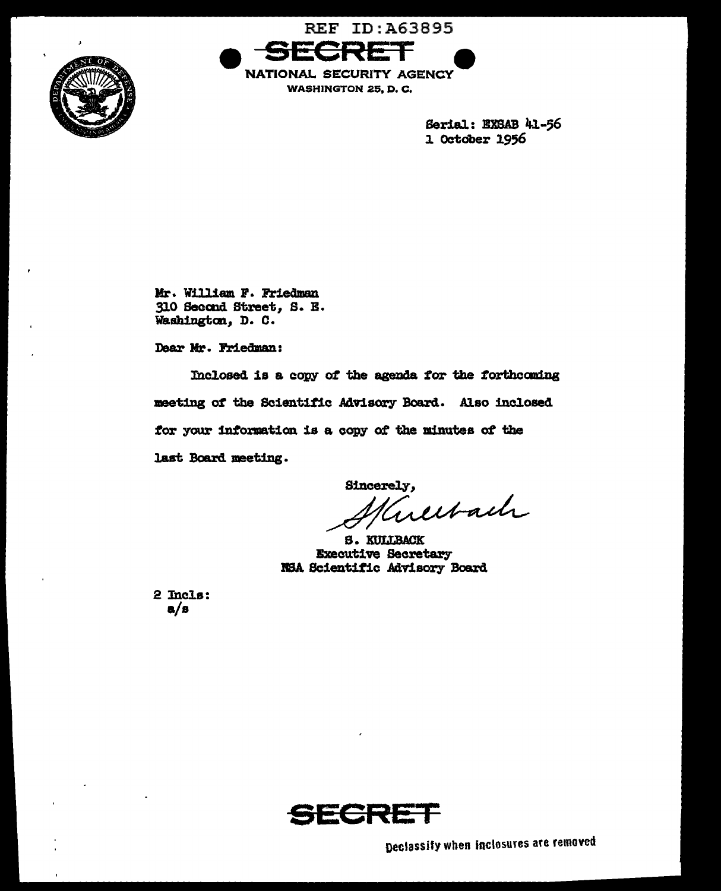REF ID:A63895

SECRET

NATIONAL SECURITY AGENCY
WASHINGTON 25, D. C.

Serial: EXSAB 41-56
1 October 1956

Mr. William F. Friedman
310 Second Street, S. E.
Washington, D. C.

Dear Mr. Friedman:

Inclosed is a copy of the agenda for the forthcoming meeting of the Scientific Advisory Board. Also inclosed for your information is a copy of the minutes of the last Board meeting.

Sincerely,

S. KULLBACK
Executive Secretary
NSA Scientific Advisory Board

2 Incls:
a/s

SECRET

Declassify when inclosures are removed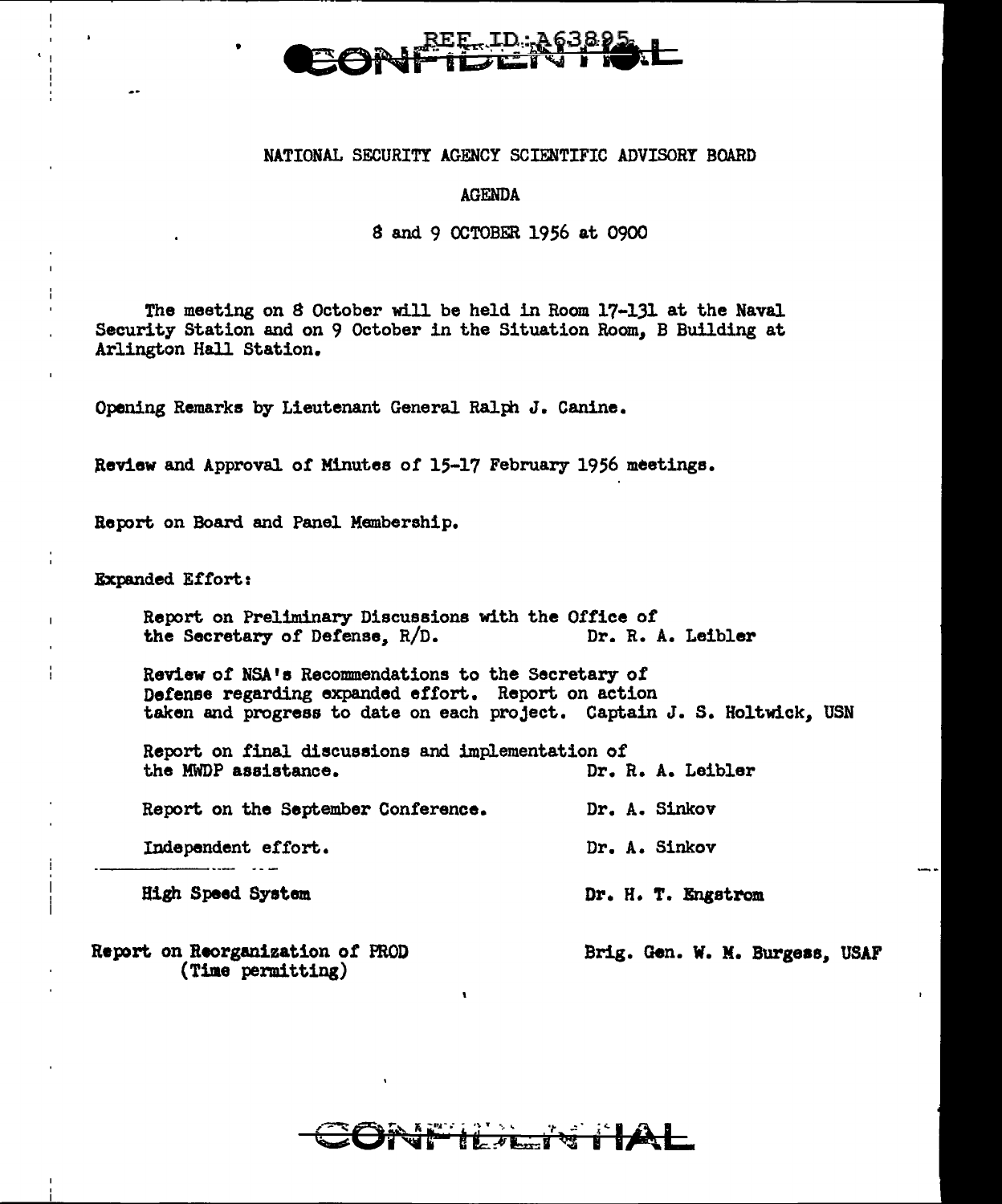CONFIDENTIAL

REF ID:A63895

NATIONAL SECURITY AGENCY SCIENTIFIC ADVISORY BOARD

AGENDA

8 and 9 OCTOBER 1956 at 0900

The meeting on 8 October will be held in Room 17-131 at the Naval Security Station and on 9 October in the Situation Room, B Building at Arlington Hall Station.

Opening Remarks by Lieutenant General Ralph J. Canine.

Review and Approval of Minutes of 15-17 February 1956 meetings.

Report on Board and Panel Membership.

Expanded Effort:

| | |
|---|---|
| Report on Preliminary Discussions with the Office of the Secretary of Defense, R/D. | Dr. R. A. Leibler |
| Review of NSA's Recommendations to the Secretary of Defense regarding expanded effort. Report on action taken and progress to date on each project. | Captain J. S. Holtwick, USN |
| Report on final discussions and implementation of the MWDP assistance. | Dr. R. A. Leibler |
| Report on the September Conference. | Dr. A. Sinkov |
| Independent effort. | Dr. A. Sinkov |
| High Speed System | Dr. H. T. Engstrom |

Report on Reorganization of PROD (Time permitting) — Brig. Gen. W. M. Burgess, USAF

CONFIDENTIAL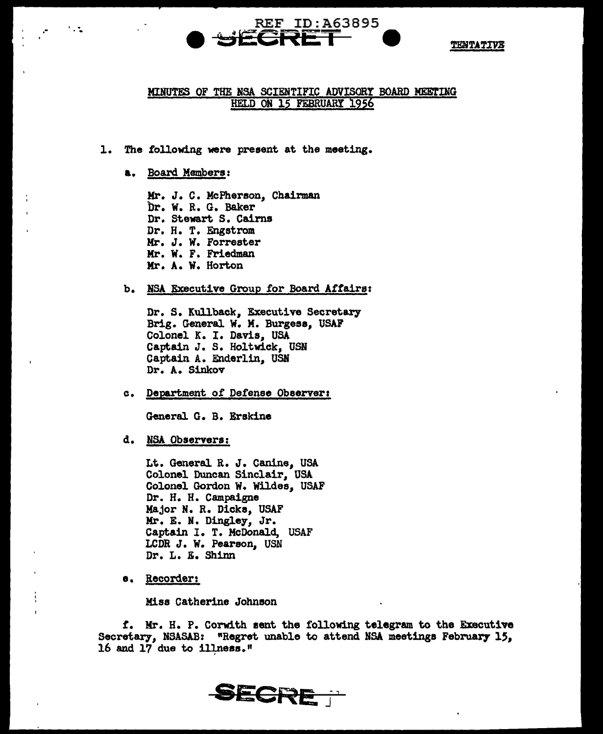REF ID:A63895

SECRET

TENTATIVE

# MINUTES OF THE NSA SCIENTIFIC ADVISORY BOARD MEETING HELD ON 15 FEBRUARY 1956

1. The following were present at the meeting.

   a. Board Members:

      Mr. J. C. McPherson, Chairman
      Dr. W. R. G. Baker
      Dr. Stewart S. Cairns
      Dr. H. T. Engstrom
      Mr. J. W. Forrester
      Mr. W. F. Friedman
      Mr. A. W. Horton

   b. NSA Executive Group for Board Affairs:

      Dr. S. Kullback, Executive Secretary
      Brig. General W. M. Burgess, USAF
      Colonel K. I. Davis, USA
      Captain J. S. Holtwick, USN
      Captain A. Enderlin, USN
      Dr. A. Sinkov

   c. Department of Defense Observer:

      General G. B. Erskine

   d. NSA Observers:

      Lt. General R. J. Canine, USA
      Colonel Duncan Sinclair, USA
      Colonel Gordon W. Wildes, USAF
      Dr. H. H. Campaigne
      Major N. R. Dicks, USAF
      Mr. E. N. Dingley, Jr.
      Captain I. T. McDonald, USAF
      LCDR J. W. Pearson, USN
      Dr. L. E. Shinn

   e. Recorder:

      Miss Catherine Johnson

   f. Mr. H. P. Corwith sent the following telegram to the Executive Secretary, NSASAB: "Regret unable to attend NSA meetings February 15, 16 and 17 due to illness."

SECRET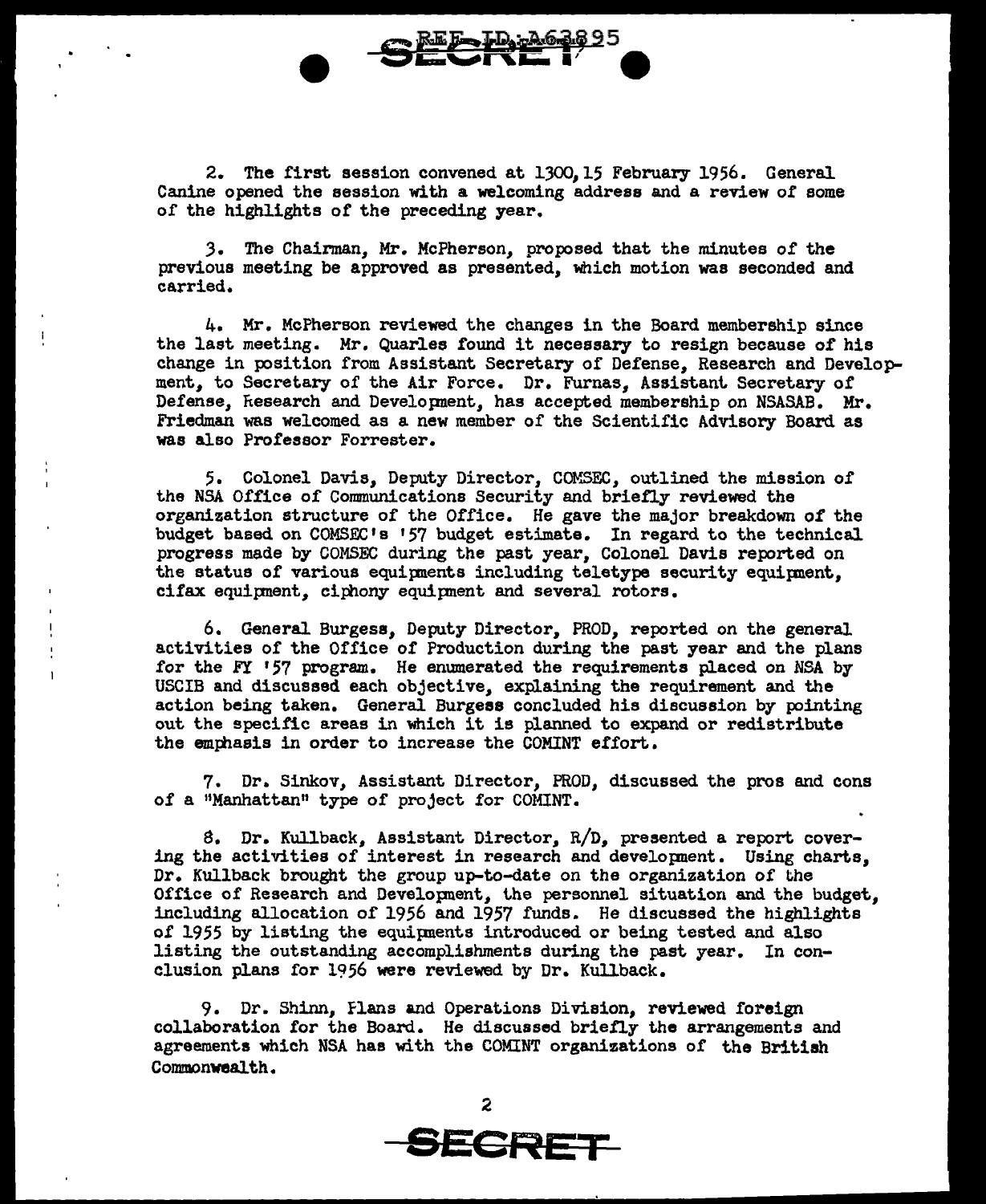2. The first session convened at 1300, 15 February 1956. General Canine opened the session with a welcoming address and a review of some of the highlights of the preceding year.

3. The Chairman, Mr. McPherson, proposed that the minutes of the previous meeting be approved as presented, which motion was seconded and carried.

4. Mr. McPherson reviewed the changes in the Board membership since the last meeting. Mr. Quarles found it necessary to resign because of his change in position from Assistant Secretary of Defense, Research and Development, to Secretary of the Air Force. Dr. Furnas, Assistant Secretary of Defense, Research and Development, has accepted membership on NSASAB. Mr. Friedman was welcomed as a new member of the Scientific Advisory Board as was also Professor Forrester.

5. Colonel Davis, Deputy Director, COMSEC, outlined the mission of the NSA Office of Communications Security and briefly reviewed the organization structure of the Office. He gave the major breakdown of the budget based on COMSEC's '57 budget estimate. In regard to the technical progress made by COMSEC during the past year, Colonel Davis reported on the status of various equipments including teletype security equipment, cifax equipment, ciphony equipment and several rotors.

6. General Burgess, Deputy Director, PROD, reported on the general activities of the Office of Production during the past year and the plans for the FY '57 program. He enumerated the requirements placed on NSA by USCIB and discussed each objective, explaining the requirement and the action being taken. General Burgess concluded his discussion by pointing out the specific areas in which it is planned to expand or redistribute the emphasis in order to increase the COMINT effort.

7. Dr. Sinkov, Assistant Director, PROD, discussed the pros and cons of a "Manhattan" type of project for COMINT.

8. Dr. Kullback, Assistant Director, R/D, presented a report covering the activities of interest in research and development. Using charts, Dr. Kullback brought the group up-to-date on the organization of the Office of Research and Development, the personnel situation and the budget, including allocation of 1956 and 1957 funds. He discussed the highlights of 1955 by listing the equipments introduced or being tested and also listing the outstanding accomplishments during the past year. In conclusion plans for 1956 were reviewed by Dr. Kullback.

9. Dr. Shinn, Plans and Operations Division, reviewed foreign collaboration for the Board. He discussed briefly the arrangements and agreements which NSA has with the COMINT organizations of the British Commonwealth.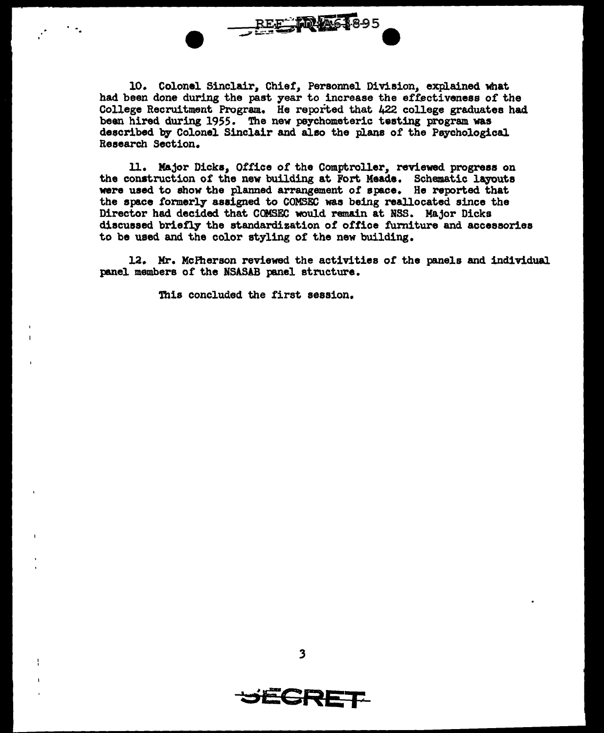10. Colonel Sinclair, Chief, Personnel Division, explained what had been done during the past year to increase the effectiveness of the College Recruitment Program. He reported that 422 college graduates had been hired during 1955. The new psychometeric testing program was described by Colonel Sinclair and also the plans of the Psychological Research Section.

11. Major Dicks, Office of the Comptroller, reviewed progress on the construction of the new building at Fort Meade. Schematic layouts were used to show the planned arrangement of space. He reported that the space formerly assigned to COMSEC was being reallocated since the Director had decided that COMSEC would remain at NSS. Major Dicks discussed briefly the standardization of office furniture and accessories to be used and the color styling of the new building.

12. Mr. McPherson reviewed the activities of the panels and individual panel members of the NSASAB panel structure.

This concluded the first session.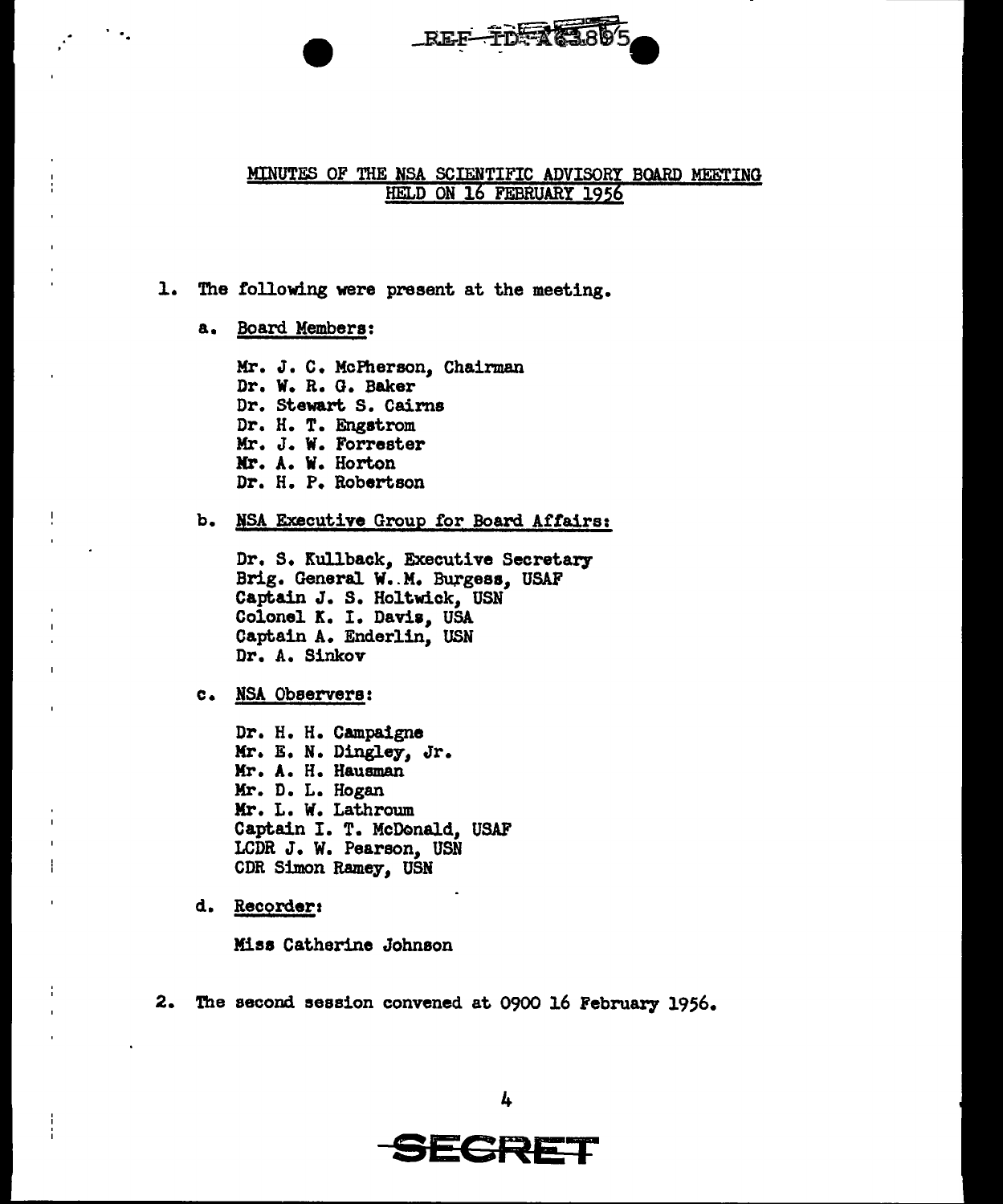## MINUTES OF THE NSA SCIENTIFIC ADVISORY BOARD MEETING HELD ON 16 FEBRUARY 1956

1. The following were present at the meeting.

   a. Board Members:

      Mr. J. C. McPherson, Chairman
      Dr. W. R. G. Baker
      Dr. Stewart S. Cairns
      Dr. H. T. Engstrom
      Mr. J. W. Forrester
      Mr. A. W. Horton
      Dr. H. P. Robertson

   b. NSA Executive Group for Board Affairs:

      Dr. S. Kullback, Executive Secretary
      Brig. General W. M. Burgess, USAF
      Captain J. S. Holtwick, USN
      Colonel K. I. Davis, USA
      Captain A. Enderlin, USN
      Dr. A. Sinkov

   c. NSA Observers:

      Dr. H. H. Campaigne
      Mr. E. N. Dingley, Jr.
      Mr. A. H. Hausman
      Mr. D. L. Hogan
      Mr. L. W. Lathroum
      Captain I. T. McDonald, USAF
      LCDR J. W. Pearson, USN
      CDR Simon Ramey, USN

   d. Recorder:

      Miss Catherine Johnson

2. The second session convened at 0900 16 February 1956.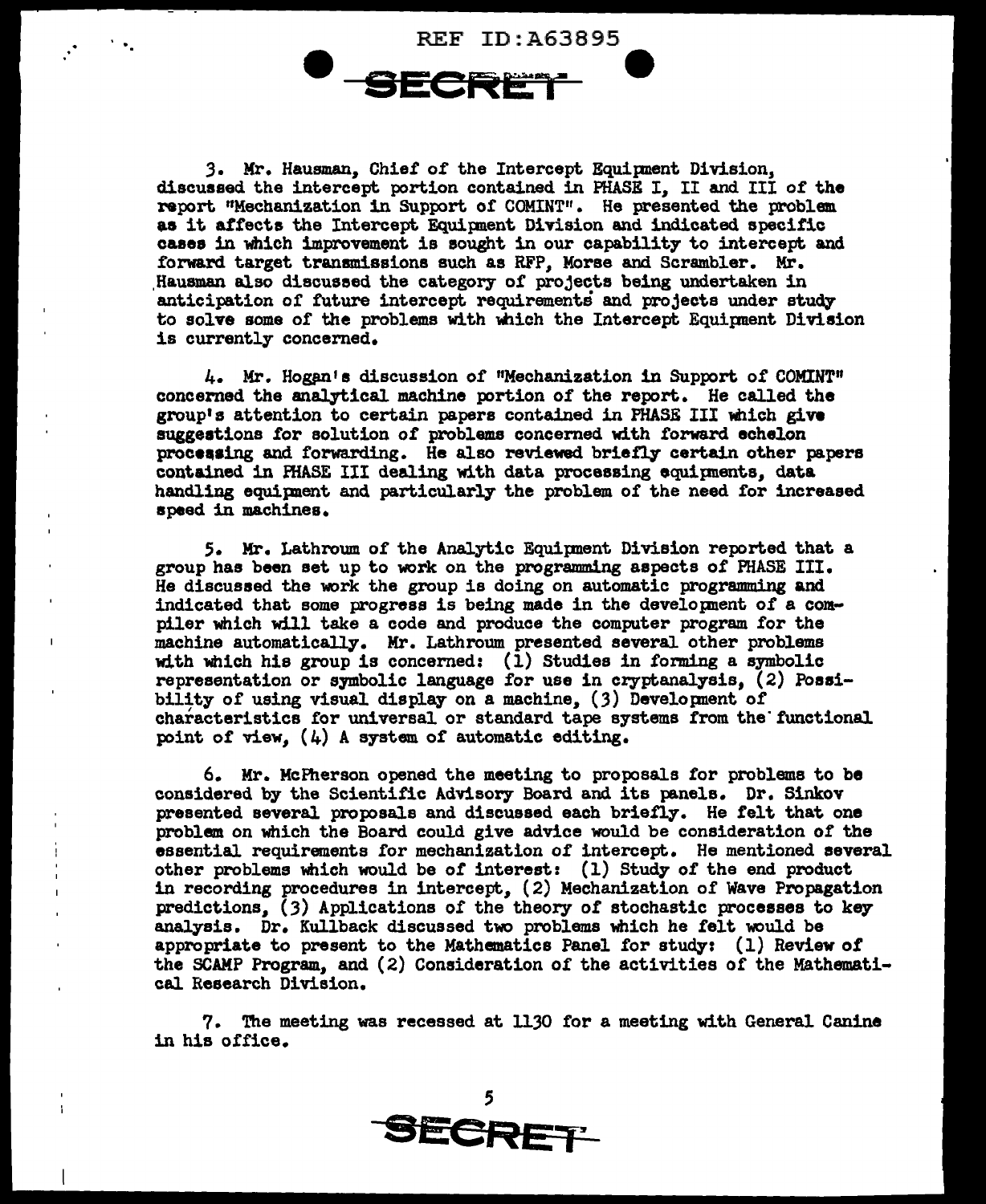3. Mr. Hausman, Chief of the Intercept Equipment Division, discussed the intercept portion contained in PHASE I, II and III of the report "Mechanization in Support of COMINT". He presented the problem as it affects the Intercept Equipment Division and indicated specific cases in which improvement is sought in our capability to intercept and forward target transmissions such as RFP, Morse and Scrambler. Mr. Hausman also discussed the category of projects being undertaken in anticipation of future intercept requirements and projects under study to solve some of the problems with which the Intercept Equipment Division is currently concerned.

4. Mr. Hogan's discussion of "Mechanization in Support of COMINT" concerned the analytical machine portion of the report. He called the group's attention to certain papers contained in PHASE III which give suggestions for solution of problems concerned with forward echelon processing and forwarding. He also reviewed briefly certain other papers contained in PHASE III dealing with data processing equipments, data handling equipment and particularly the problem of the need for increased speed in machines.

5. Mr. Lathroum of the Analytic Equipment Division reported that a group has been set up to work on the programming aspects of PHASE III. He discussed the work the group is doing on automatic programming and indicated that some progress is being made in the development of a compiler which will take a code and produce the computer program for the machine automatically. Mr. Lathroum presented several other problems with which his group is concerned: (1) Studies in forming a symbolic representation or symbolic language for use in cryptanalysis, (2) Possibility of using visual display on a machine, (3) Development of characteristics for universal or standard tape systems from the functional point of view, (4) A system of automatic editing.

6. Mr. McPherson opened the meeting to proposals for problems to be considered by the Scientific Advisory Board and its panels. Dr. Sinkov presented several proposals and discussed each briefly. He felt that one problem on which the Board could give advice would be consideration of the essential requirements for mechanization of intercept. He mentioned several other problems which would be of interest: (1) Study of the end product in recording procedures in intercept, (2) Mechanization of Wave Propagation predictions, (3) Applications of the theory of stochastic processes to key analysis. Dr. Kullback discussed two problems which he felt would be appropriate to present to the Mathematics Panel for study: (1) Review of the SCAMP Program, and (2) Consideration of the activities of the Mathematical Research Division.

7. The meeting was recessed at 1130 for a meeting with General Canine in his office.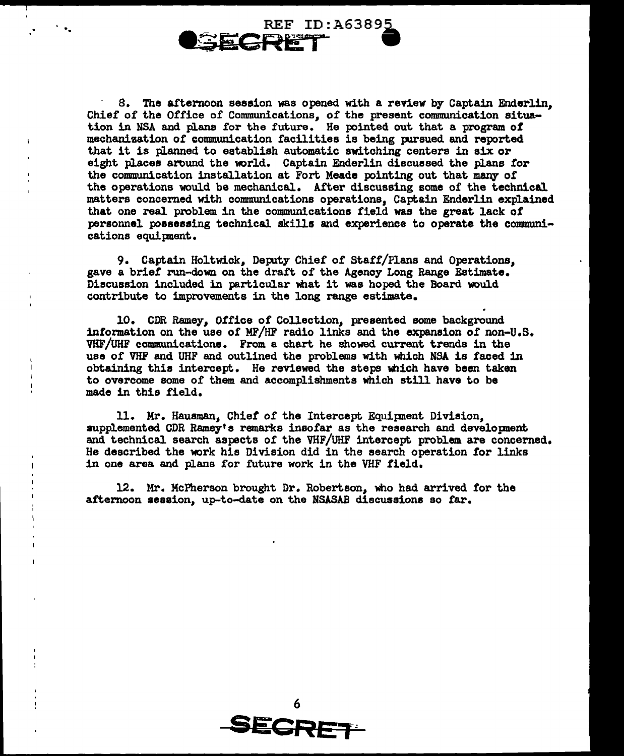8. The afternoon session was opened with a review by Captain Enderlin, Chief of the Office of Communications, of the present communication situation in NSA and plans for the future. He pointed out that a program of mechanization of communication facilities is being pursued and reported that it is planned to establish automatic switching centers in six or eight places around the world. Captain Enderlin discussed the plans for the communication installation at Fort Meade pointing out that many of the operations would be mechanical. After discussing some of the technical matters concerned with communications operations, Captain Enderlin explained that one real problem in the communications field was the great lack of personnel possessing technical skills and experience to operate the communications equipment.

9. Captain Holtwick, Deputy Chief of Staff/Plans and Operations, gave a brief run-down on the draft of the Agency Long Range Estimate. Discussion included in particular what it was hoped the Board would contribute to improvements in the long range estimate.

10. CDR Ramey, Office of Collection, presented some background information on the use of MF/HF radio links and the expansion of non-U.S. VHF/UHF communications. From a chart he showed current trends in the use of VHF and UHF and outlined the problems with which NSA is faced in obtaining this intercept. He reviewed the steps which have been taken to overcome some of them and accomplishments which still have to be made in this field.

11. Mr. Hausman, Chief of the Intercept Equipment Division, supplemented CDR Ramey's remarks insofar as the research and development and technical search aspects of the VHF/UHF intercept problem are concerned. He described the work his Division did in the search operation for links in one area and plans for future work in the VHF field.

12. Mr. McPherson brought Dr. Robertson, who had arrived for the afternoon session, up-to-date on the NSASAB discussions so far.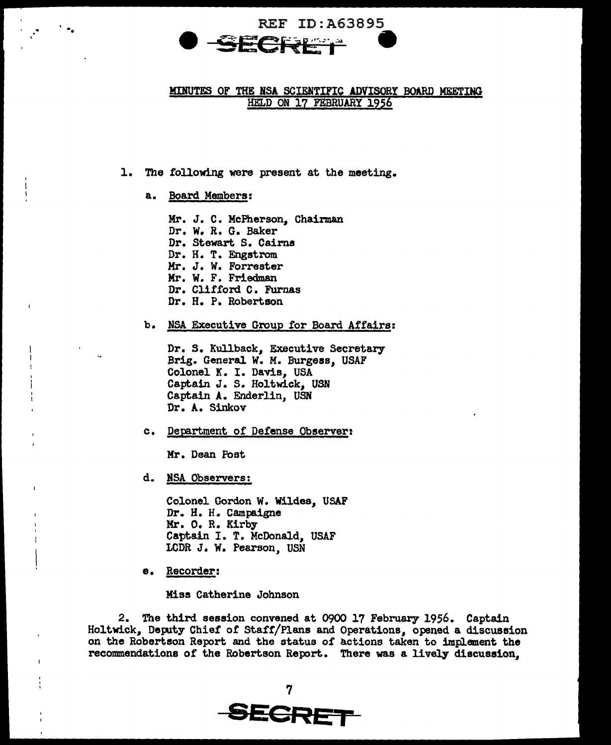## MINUTES OF THE NSA SCIENTIFIC ADVISORY BOARD MEETING HELD ON 17 FEBRUARY 1956

1. The following were present at the meeting.

   a. Board Members:

      Mr. J. C. McPherson, Chairman
      Dr. W. R. G. Baker
      Dr. Stewart S. Cairns
      Dr. H. T. Engstrom
      Mr. J. W. Forrester
      Mr. W. F. Friedman
      Dr. Clifford C. Furnas
      Dr. H. P. Robertson

   b. NSA Executive Group for Board Affairs:

      Dr. S. Kullback, Executive Secretary
      Brig. General W. M. Burgess, USAF
      Colonel K. I. Davis, USA
      Captain J. S. Holtwick, USN
      Captain A. Enderlin, USN
      Dr. A. Sinkov

   c. Department of Defense Observer:

      Mr. Dean Post

   d. NSA Observers:

      Colonel Gordon W. Wildes, USAF
      Dr. H. H. Campaigne
      Mr. O. R. Kirby
      Captain I. T. McDonald, USAF
      LCDR J. W. Pearson, USN

   e. Recorder:

      Miss Catherine Johnson

2. The third session convened at 0900 17 February 1956. Captain Holtwick, Deputy Chief of Staff/Plans and Operations, opened a discussion on the Robertson Report and the status of actions taken to implement the recommendations of the Robertson Report. There was a lively discussion,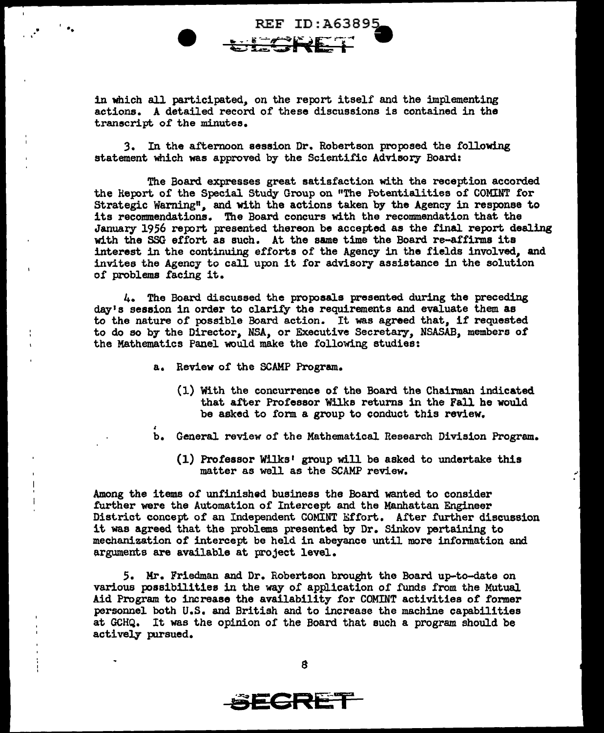in which all participated, on the report itself and the implementing actions. A detailed record of these discussions is contained in the transcript of the minutes.

3. In the afternoon session Dr. Robertson proposed the following statement which was approved by the Scientific Advisory Board:

The Board expresses great satisfaction with the reception accorded the Report of the Special Study Group on "The Potentialities of COMINT for Strategic Warning", and with the actions taken by the Agency in response to its recommendations. The Board concurs with the recommendation that the January 1956 report presented thereon be accepted as the final report dealing with the SSG effort as such. At the same time the Board re-affirms its interest in the continuing efforts of the Agency in the fields involved, and invites the Agency to call upon it for advisory assistance in the solution of problems facing it.

4. The Board discussed the proposals presented during the preceding day's session in order to clarify the requirements and evaluate them as to the nature of possible Board action. It was agreed that, if requested to do so by the Director, NSA, or Executive Secretary, NSASAB, members of the Mathematics Panel would make the following studies:

a. Review of the SCAMP Program.

(1) With the concurrence of the Board the Chairman indicated that after Professor Wilks returns in the Fall he would be asked to form a group to conduct this review.

b. General review of the Mathematical Research Division Program.

(1) Professor Wilks' group will be asked to undertake this matter as well as the SCAMP review.

Among the items of unfinished business the Board wanted to consider further were the Automation of Intercept and the Manhattan Engineer District concept of an Independent COMINT Effort. After further discussion it was agreed that the problems presented by Dr. Sinkov pertaining to mechanization of intercept be held in abeyance until more information and arguments are available at project level.

5. Mr. Friedman and Dr. Robertson brought the Board up-to-date on various possibilities in the way of application of funds from the Mutual Aid Program to increase the availability for COMINT activities of former personnel both U.S. and British and to increase the machine capabilities at GCHQ. It was the opinion of the Board that such a program should be actively pursued.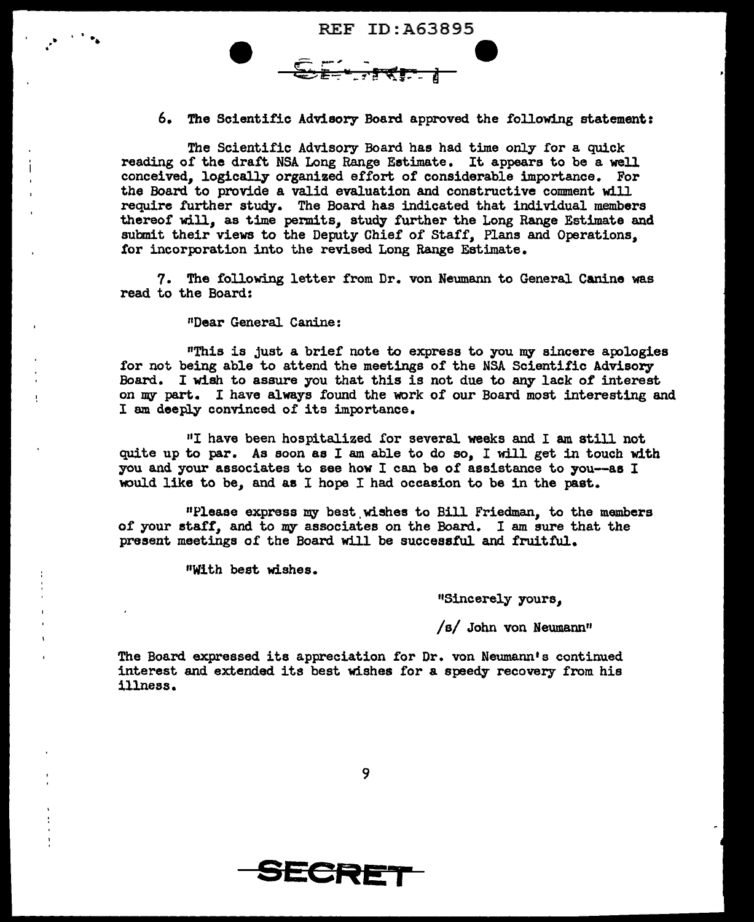6. The Scientific Advisory Board approved the following statement:

The Scientific Advisory Board has had time only for a quick reading of the draft NSA Long Range Estimate. It appears to be a well conceived, logically organized effort of considerable importance. For the Board to provide a valid evaluation and constructive comment will require further study. The Board has indicated that individual members thereof will, as time permits, study further the Long Range Estimate and submit their views to the Deputy Chief of Staff, Plans and Operations, for incorporation into the revised Long Range Estimate.

7. The following letter from Dr. von Neumann to General Canine was read to the Board:

"Dear General Canine:

"This is just a brief note to express to you my sincere apologies for not being able to attend the meetings of the NSA Scientific Advisory Board. I wish to assure you that this is not due to any lack of interest on my part. I have always found the work of our Board most interesting and I am deeply convinced of its importance.

"I have been hospitalized for several weeks and I am still not quite up to par. As soon as I am able to do so, I will get in touch with you and your associates to see how I can be of assistance to you--as I would like to be, and as I hope I had occasion to be in the past.

"Please express my best wishes to Bill Friedman, to the members of your staff, and to my associates on the Board. I am sure that the present meetings of the Board will be successful and fruitful.

"With best wishes.

"Sincerely yours,

/s/ John von Neumann"

The Board expressed its appreciation for Dr. von Neumann's continued interest and extended its best wishes for a speedy recovery from his illness.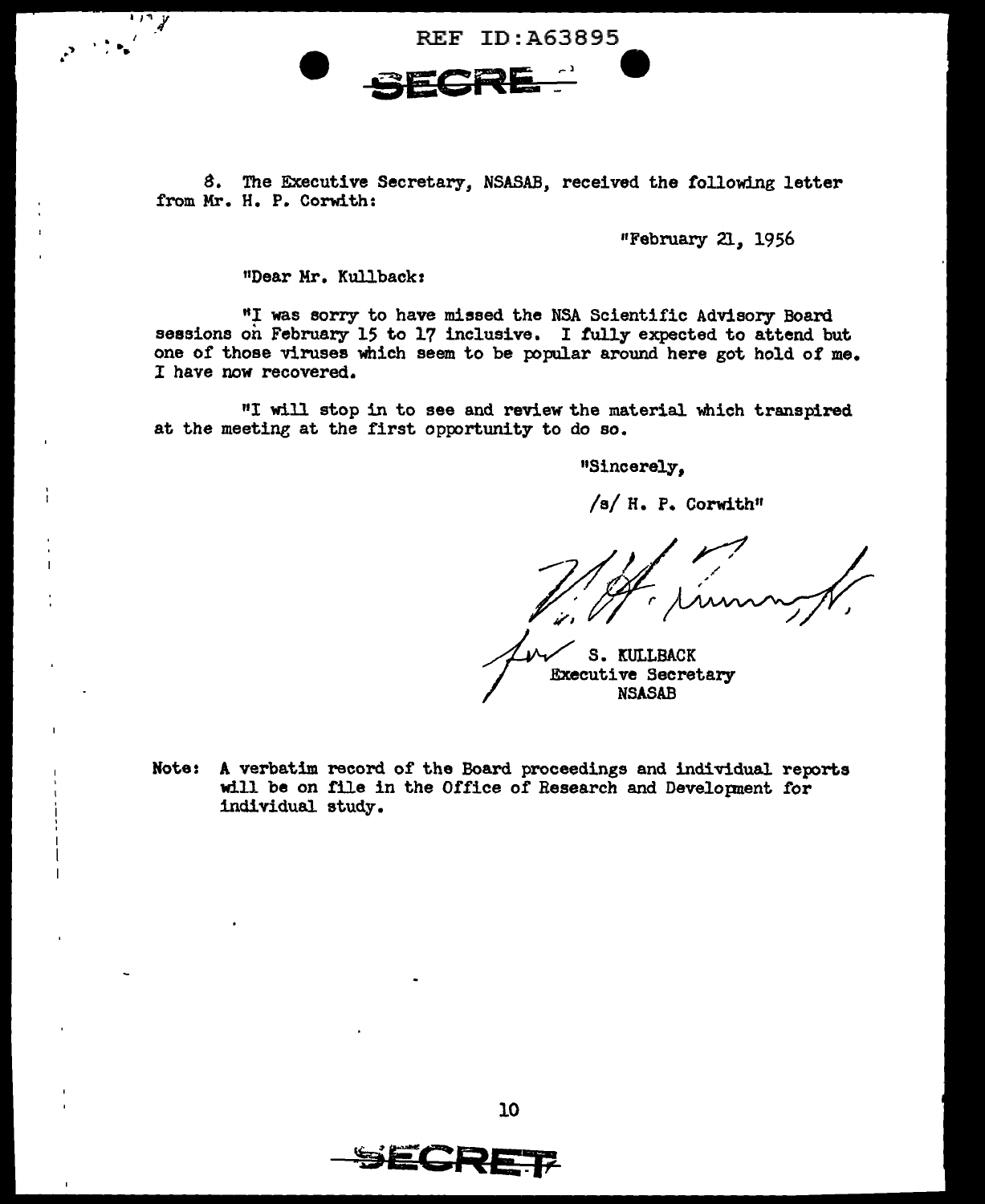8. The Executive Secretary, NSASAB, received the following letter from Mr. H. P. Corwith:

"February 21, 1956

"Dear Mr. Kullback:

"I was sorry to have missed the NSA Scientific Advisory Board sessions on February 15 to 17 inclusive. I fully expected to attend but one of those viruses which seem to be popular around here got hold of me. I have now recovered.

"I will stop in to see and review the material which transpired at the meeting at the first opportunity to do so.

"Sincerely,

/s/ H. P. Corwith"

for S. KULLBACK
Executive Secretary
NSASAB

Note: A verbatim record of the Board proceedings and individual reports will be on file in the Office of Research and Development for individual study.